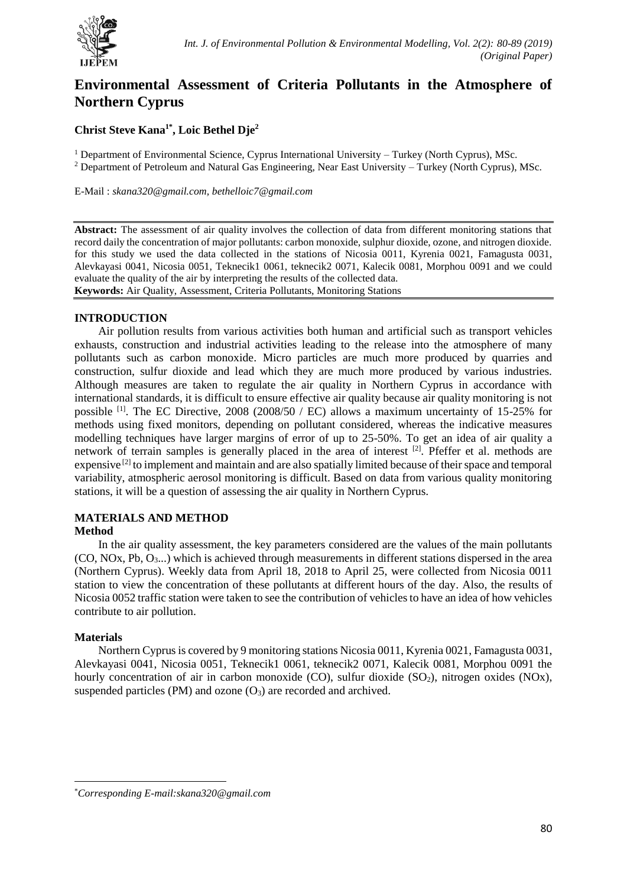# Environmental Assessment of Criteria Pollutants in the Atmosphere of Northern Cyprus

**Christ Steve Kana[1*], Loic Bethel Dje[2]**

[1] Department of Environmental Science, Cyprus International University – Turkey (North Cyprus), MSc.
[2] Department of Petroleum and Natural Gas Engineering, Near East University – Turkey (North Cyprus), MSc.

E-Mail : *skana320@gmail.com, bethelloic7@gmail.com*

**Abstract:** The assessment of air quality involves the collection of data from different monitoring stations that record daily the concentration of major pollutants: carbon monoxide, sulphur dioxide, ozone, and nitrogen dioxide. for this study we used the data collected in the stations of Nicosia 0011, Kyrenia 0021, Famagusta 0031, Alevkayasi 0041, Nicosia 0051, Teknecik1 0061, teknecik2 0071, Kalecik 0081, Morphou 0091 and we could evaluate the quality of the air by interpreting the results of the collected data.
**Keywords:** Air Quality, Assessment, Criteria Pollutants, Monitoring Stations

## INTRODUCTION

Air pollution results from various activities both human and artificial such as transport vehicles exhausts, construction and industrial activities leading to the release into the atmosphere of many pollutants such as carbon monoxide. Micro particles are much more produced by quarries and construction, sulfur dioxide and lead which they are much more produced by various industries. Although measures are taken to regulate the air quality in Northern Cyprus in accordance with international standards, it is difficult to ensure effective air quality because air quality monitoring is not possible [1]. The EC Directive, 2008 (2008/50 / EC) allows a maximum uncertainty of 15-25% for methods using fixed monitors, depending on pollutant considered, whereas the indicative measures modelling techniques have larger margins of error of up to 25-50%. To get an idea of air quality a network of terrain samples is generally placed in the area of interest [2]. Pfeffer et al. methods are expensive [2] to implement and maintain and are also spatially limited because of their space and temporal variability, atmospheric aerosol monitoring is difficult. Based on data from various quality monitoring stations, it will be a question of assessing the air quality in Northern Cyprus.

## MATERIALS AND METHOD

### Method

In the air quality assessment, the key parameters considered are the values of the main pollutants (CO, NOx, Pb, $O_3$...) which is achieved through measurements in different stations dispersed in the area (Northern Cyprus). Weekly data from April 18, 2018 to April 25, were collected from Nicosia 0011 station to view the concentration of these pollutants at different hours of the day. Also, the results of Nicosia 0052 traffic station were taken to see the contribution of vehicles to have an idea of how vehicles contribute to air pollution.

### Materials

Northern Cyprus is covered by 9 monitoring stations Nicosia 0011, Kyrenia 0021, Famagusta 0031, Alevkayasi 0041, Nicosia 0051, Teknecik1 0061, teknecik2 0071, Kalecik 0081, Morphou 0091 the hourly concentration of air in carbon monoxide (CO), sulfur dioxide ($SO_2$), nitrogen oxides (NOx), suspended particles (PM) and ozone ($O_3$) are recorded and archived.

*Corresponding E-mail:skana320@gmail.com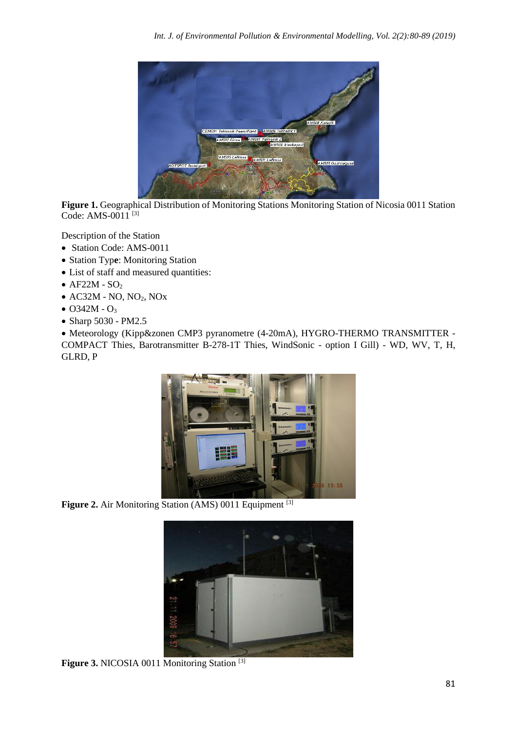**Figure 1.** Geographical Distribution of Monitoring Stations Monitoring Station of Nicosia 0011 Station Code: AMS-0011 [3]

Description of the Station

- Station Code: AMS-0011
- Station Type: Monitoring Station
- List of staff and measured quantities:
- AF22M - $SO_2$
- AC32M - NO, $NO_2$, NOx
- O342M - $O_3$
- Sharp 5030 - PM2.5
- Meteorology (Kipp&zonen CMP3 pyranometre (4-20mA), HYGRO-THERMO TRANSMITTER - COMPACT Thies, Barotransmitter B-278-1T Thies, WindSonic - option I Gill) - WD, WV, T, H, GLRD, P

**Figure 2.** Air Monitoring Station (AMS) 0011 Equipment [3]

**Figure 3.** NICOSIA 0011 Monitoring Station [3]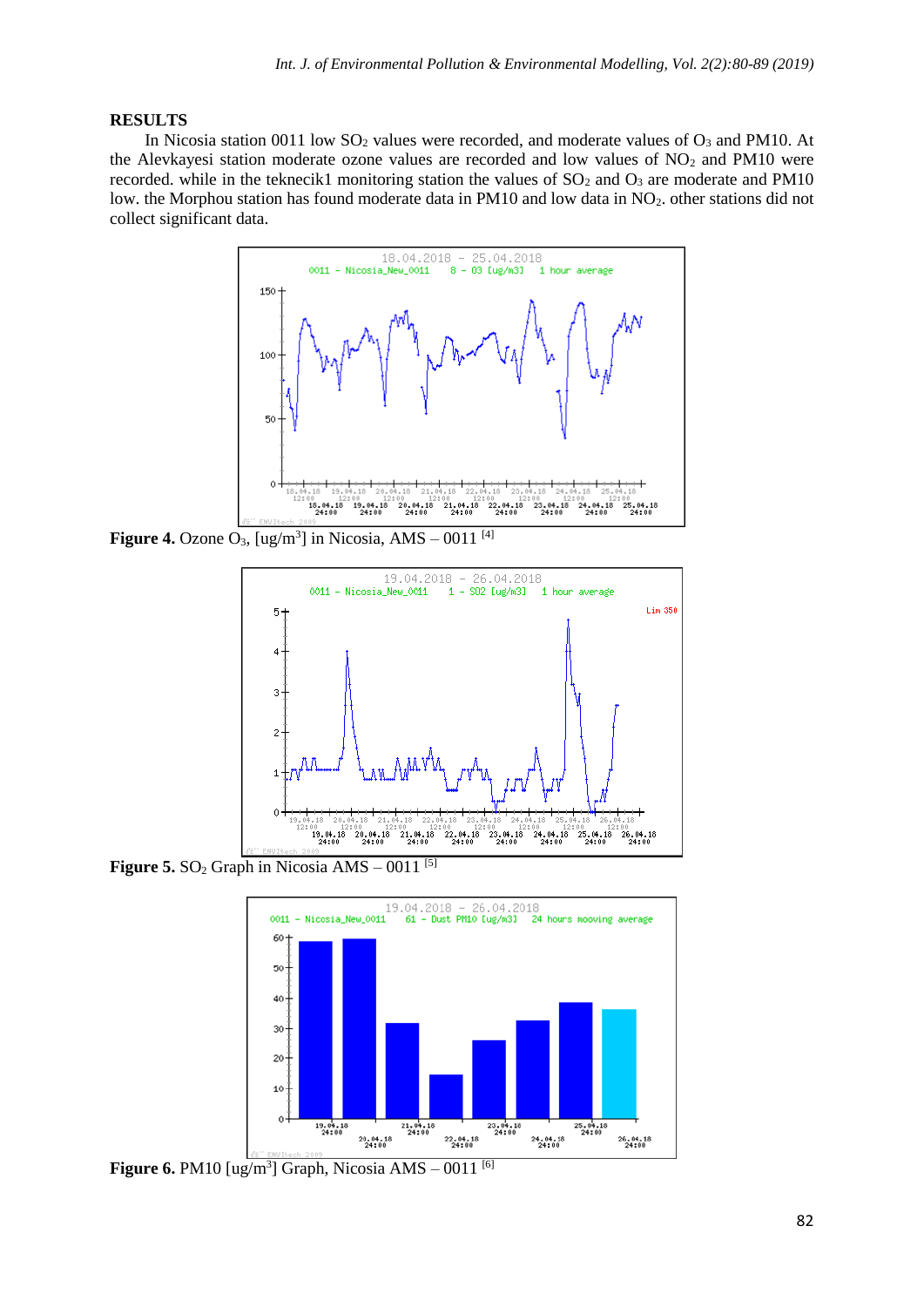## RESULTS

In Nicosia station 0011 low $SO_2$ values were recorded, and moderate values of $O_3$ and PM10. At the Alevkayesi station moderate ozone values are recorded and low values of $NO_2$ and PM10 were recorded. while in the teknecik1 monitoring station the values of $SO_2$ and $O_3$ are moderate and PM10 low. the Morphou station has found moderate data in PM10 and low data in $NO_2$. other stations did not collect significant data.

**Figure 4.** Ozone $O_3$, [ug/m$^3$] in Nicosia, AMS – 0011 [4]

**Figure 5.** $SO_2$ Graph in Nicosia AMS – 0011 [5]

**Figure 6.** PM10 [ug/m$^3$] Graph, Nicosia AMS – 0011 [6]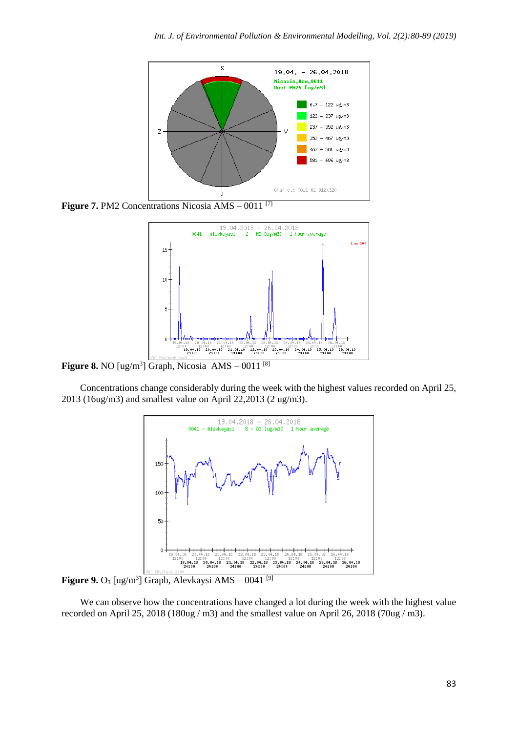**Figure 7.** PM2 Concentrations Nicosia AMS – 0011 [7]

**Figure 8.** NO [ug/m$^3$] Graph, Nicosia AMS – 0011 [8]

Concentrations change considerably during the week with the highest values recorded on April 25, 2013 (16ug/m3) and smallest value on April 22,2013 (2 ug/m3).

**Figure 9.** $O_3$ [ug/m$^3$] Graph, Alevkaysi AMS – 0041 [9]

We can observe how the concentrations have changed a lot during the week with the highest value recorded on April 25, 2018 (180ug / m3) and the smallest value on April 26, 2018 (70ug / m3).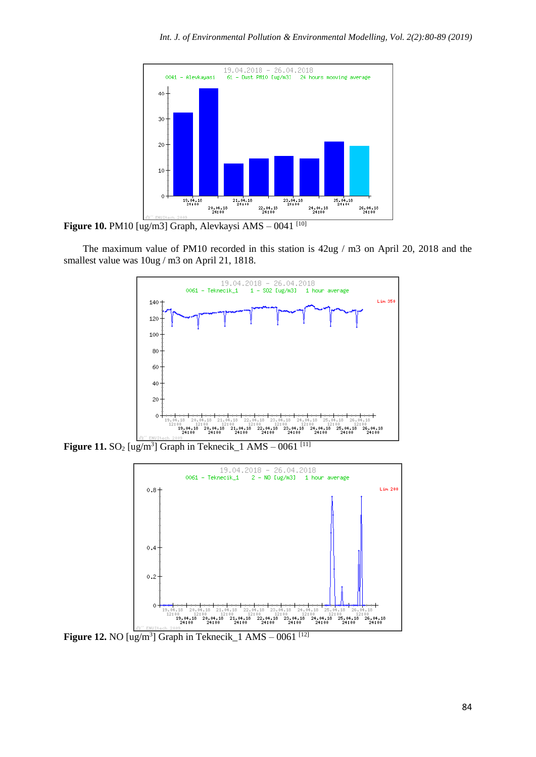**Figure 10.** PM10 [ug/m3] Graph, Alevkaysi AMS – 0041 [10]

The maximum value of PM10 recorded in this station is 42ug / m3 on April 20, 2018 and the smallest value was 10ug / m3 on April 21, 1818.

**Figure 11.** $SO_2$ [ug/m$^3$] Graph in Teknecik_1 AMS – 0061 [11]

**Figure 12.** NO [ug/m$^3$] Graph in Teknecik_1 AMS – 0061 [12]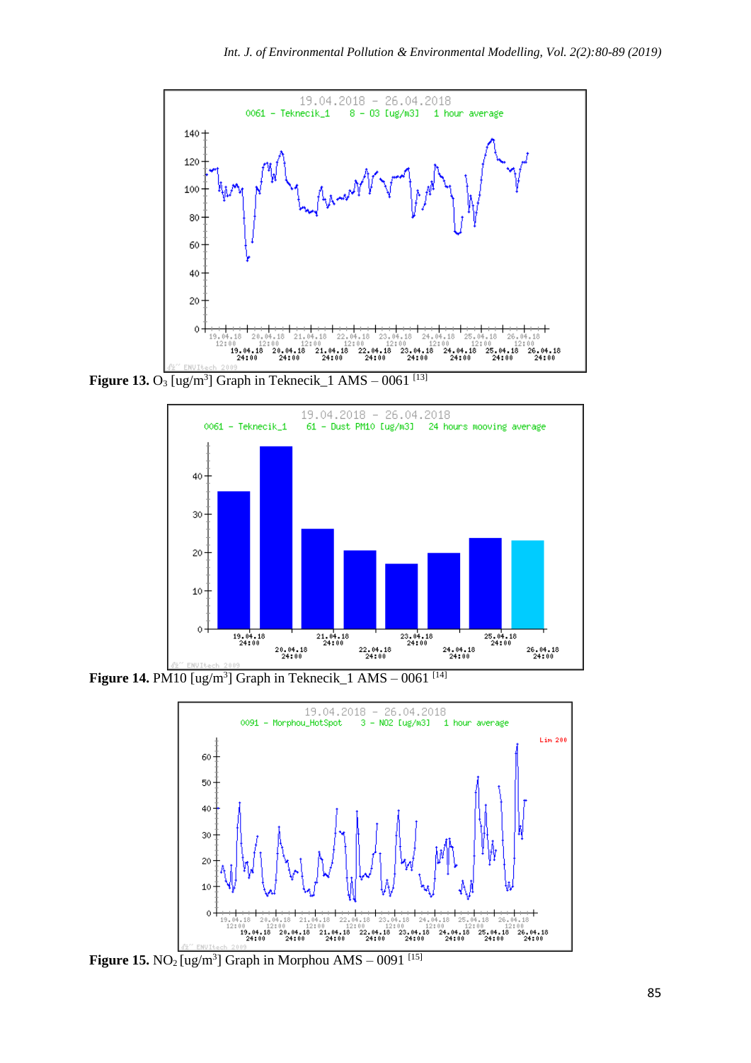**Figure 13.** $O_3$ [ug/m$^3$] Graph in Teknecik_1 AMS – 0061 [13]

**Figure 14.** PM10 [ug/m$^3$] Graph in Teknecik_1 AMS – 0061 [14]

**Figure 15.** $NO_2$ [ug/m$^3$] Graph in Morphou AMS – 0091 [15]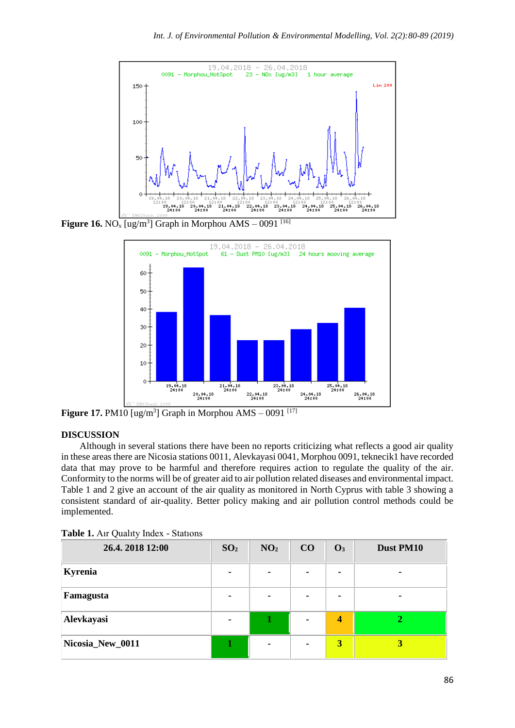**Figure 16.** $NO_x$ [ug/m$^3$] Graph in Morphou AMS – 0091 [16]

**Figure 17.** PM10 [ug/m$^3$] Graph in Morphou AMS – 0091 [17]

## DISCUSSION

Although in several stations there have been no reports criticizing what reflects a good air quality in these areas there are Nicosia stations 0011, Alevkayasi 0041, Morphou 0091, teknecik1 have recorded data that may prove to be harmful and therefore requires action to regulate the quality of the air. Conformity to the norms will be of greater aid to air pollution related diseases and environmental impact. Table 1 and 2 give an account of the air quality as monitored in North Cyprus with table 3 showing a consistent standard of air-quality. Better policy making and air pollution control methods could be implemented.

**Table 1.** Aır Qualıty Index - Statıons

| 26.4. 2018 12:00 | $SO_2$ | $NO_2$ | CO | $O_3$ | Dust PM10 |
|---|---|---|---|---|---|
| **Kyrenia** | - | - | - | - | - |
| **Famagusta** | - | - | - | - | - |
| **Alevkayasi** | - | 1 | - | 4 | 2 |
| **Nicosia_New_0011** | 1 | - | - | 3 | 3 |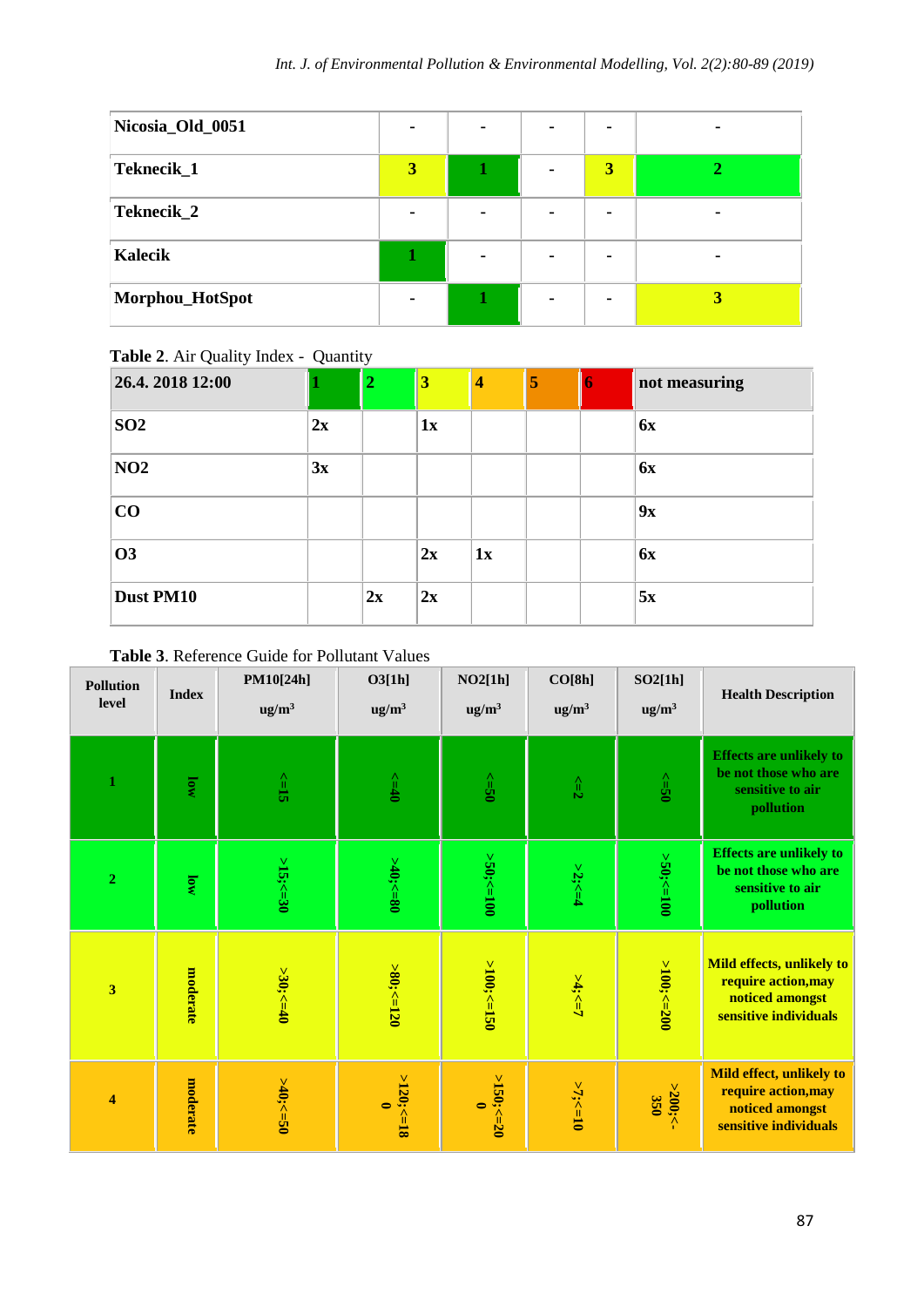| Nicosia_Old_0051 | - | - | - | - | - |
|---|---|---|---|---|---|
| Teknecik_1 | 3 | 1 | - | 3 | 2 |
| Teknecik_2 | - | - | - | - | - |
| Kalecik | 1 | - | - | - | - |
| Morphou_HotSpot | - | 1 | - | - | 3 |

**Table 2**. Air Quality Index - Quantity

| 26.4. 2018 12:00 | 1 | 2 | 3 | 4 | 5 | 6 | not measuring |
|---|---|---|---|---|---|---|---|
| SO2 | 2x | | 1x | | | | 6x |
| NO2 | 3x | | | | | | 6x |
| CO | | | | | | | 9x |
| O3 | | | 2x | 1x | | | 6x |
| Dust PM10 | | 2x | 2x | | | | 5x |

**Table 3**. Reference Guide for Pollutant Values

| Pollution level | Index | PM10[24h] ug/m³ | O3[1h] ug/m³ | NO2[1h] ug/m³ | CO[8h] ug/m³ | SO2[1h] ug/m³ | Health Description |
|---|---|---|---|---|---|---|---|
| 1 | low | <=15 | <=40 | <=50 | <=2 | <=50 | Effects are unlikely to be not those who are sensitive to air pollution |
| 2 | low | >15;<=30 | >40;<=80 | >50;<=100 | >2;<=4 | >50;<=100 | Effects are unlikely to be not those who are sensitive to air pollution |
| 3 | moderate | >30;<=40 | >80;<=120 | >100;<=150 | >4;<=7 | >100;<=200 | Mild effects, unlikely to require action,may noticed amongst sensitive individuals |
| 4 | moderate | >40;<=50 | >120;<=180 | >150;<=200 | >7;<=10 | >200;<=350 | Mild effect, unlikely to require action,may noticed amongst sensitive individuals |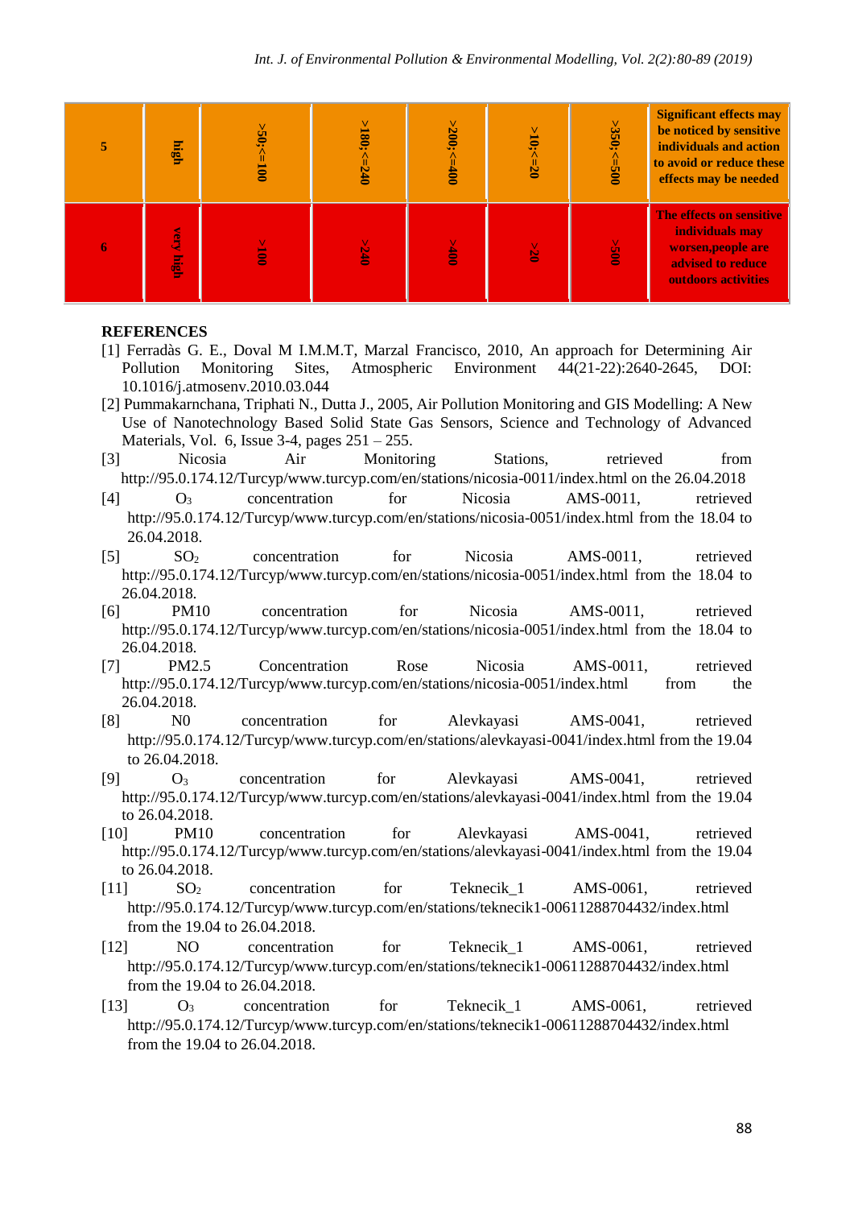| 5 | high | >50;<=100 | >180;<=240 | >200;<=400 | >10;<=20 | >350;<=500 | **Significant effects may be noticed by sensitive individuals and action to avoid or reduce these effects may be needed** |
|---|---|---|---|---|---|---|---|
| 6 | very high | >100 | >240 | >400 | >20 | >500 | **The effects on sensitive individuals may worsen,people are advised to reduce outdoors activities** |

## REFERENCES

[1] Ferradàs G. E., Doval M I.M.M.T, Marzal Francisco, 2010, An approach for Determining Air Pollution Monitoring Sites, Atmospheric Environment 44(21-22):2640-2645, DOI: 10.1016/j.atmosenv.2010.03.044

[2] Pummakarnchana, Triphati N., Dutta J., 2005, Air Pollution Monitoring and GIS Modelling: A New Use of Nanotechnology Based Solid State Gas Sensors, Science and Technology of Advanced Materials, Vol. 6, Issue 3-4, pages 251 – 255.

[3] Nicosia Air Monitoring Stations, retrieved from http://95.0.174.12/Turcyp/www.turcyp.com/en/stations/nicosia-0011/index.html on the 26.04.2018

[4] $O_3$ concentration for Nicosia AMS-0011, retrieved http://95.0.174.12/Turcyp/www.turcyp.com/en/stations/nicosia-0051/index.html from the 18.04 to 26.04.2018.

[5] $SO_2$ concentration for Nicosia AMS-0011, retrieved http://95.0.174.12/Turcyp/www.turcyp.com/en/stations/nicosia-0051/index.html from the 18.04 to 26.04.2018.

[6] PM10 concentration for Nicosia AMS-0011, retrieved http://95.0.174.12/Turcyp/www.turcyp.com/en/stations/nicosia-0051/index.html from the 18.04 to 26.04.2018.

[7] PM2.5 Concentration Rose Nicosia AMS-0011, retrieved http://95.0.174.12/Turcyp/www.turcyp.com/en/stations/nicosia-0051/index.html from the 26.04.2018.

[8] N0 concentration for Alevkayasi AMS-0041, retrieved http://95.0.174.12/Turcyp/www.turcyp.com/en/stations/alevkayasi-0041/index.html from the 19.04 to 26.04.2018.

[9] $O_3$ concentration for Alevkayasi AMS-0041, retrieved http://95.0.174.12/Turcyp/www.turcyp.com/en/stations/alevkayasi-0041/index.html from the 19.04 to 26.04.2018.

[10] PM10 concentration for Alevkayasi AMS-0041, retrieved http://95.0.174.12/Turcyp/www.turcyp.com/en/stations/alevkayasi-0041/index.html from the 19.04 to 26.04.2018.

[11] $SO_2$ concentration for Teknecik_1 AMS-0061, retrieved http://95.0.174.12/Turcyp/www.turcyp.com/en/stations/teknecik1-00611288704432/index.html from the 19.04 to 26.04.2018.

[12] NO concentration for Teknecik_1 AMS-0061, retrieved http://95.0.174.12/Turcyp/www.turcyp.com/en/stations/teknecik1-00611288704432/index.html from the 19.04 to 26.04.2018.

[13] $O_3$ concentration for Teknecik_1 AMS-0061, retrieved http://95.0.174.12/Turcyp/www.turcyp.com/en/stations/teknecik1-00611288704432/index.html from the 19.04 to 26.04.2018.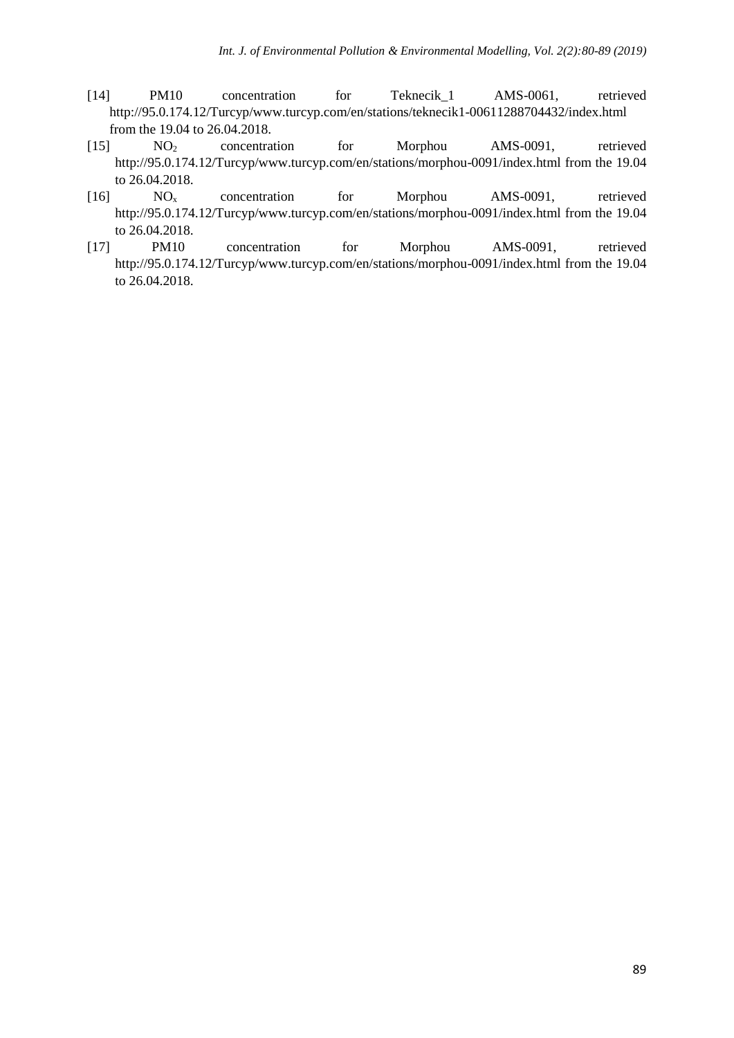[14] PM10 concentration for Teknecik_1 AMS-0061, retrieved http://95.0.174.12/Turcyp/www.turcyp.com/en/stations/teknecik1-00611288704432/index.html from the 19.04 to 26.04.2018.

[15] $NO_2$ concentration for Morphou AMS-0091, retrieved http://95.0.174.12/Turcyp/www.turcyp.com/en/stations/morphou-0091/index.html from the 19.04 to 26.04.2018.

[16] $NO_x$ concentration for Morphou AMS-0091, retrieved http://95.0.174.12/Turcyp/www.turcyp.com/en/stations/morphou-0091/index.html from the 19.04 to 26.04.2018.

[17] PM10 concentration for Morphou AMS-0091, retrieved http://95.0.174.12/Turcyp/www.turcyp.com/en/stations/morphou-0091/index.html from the 19.04 to 26.04.2018.